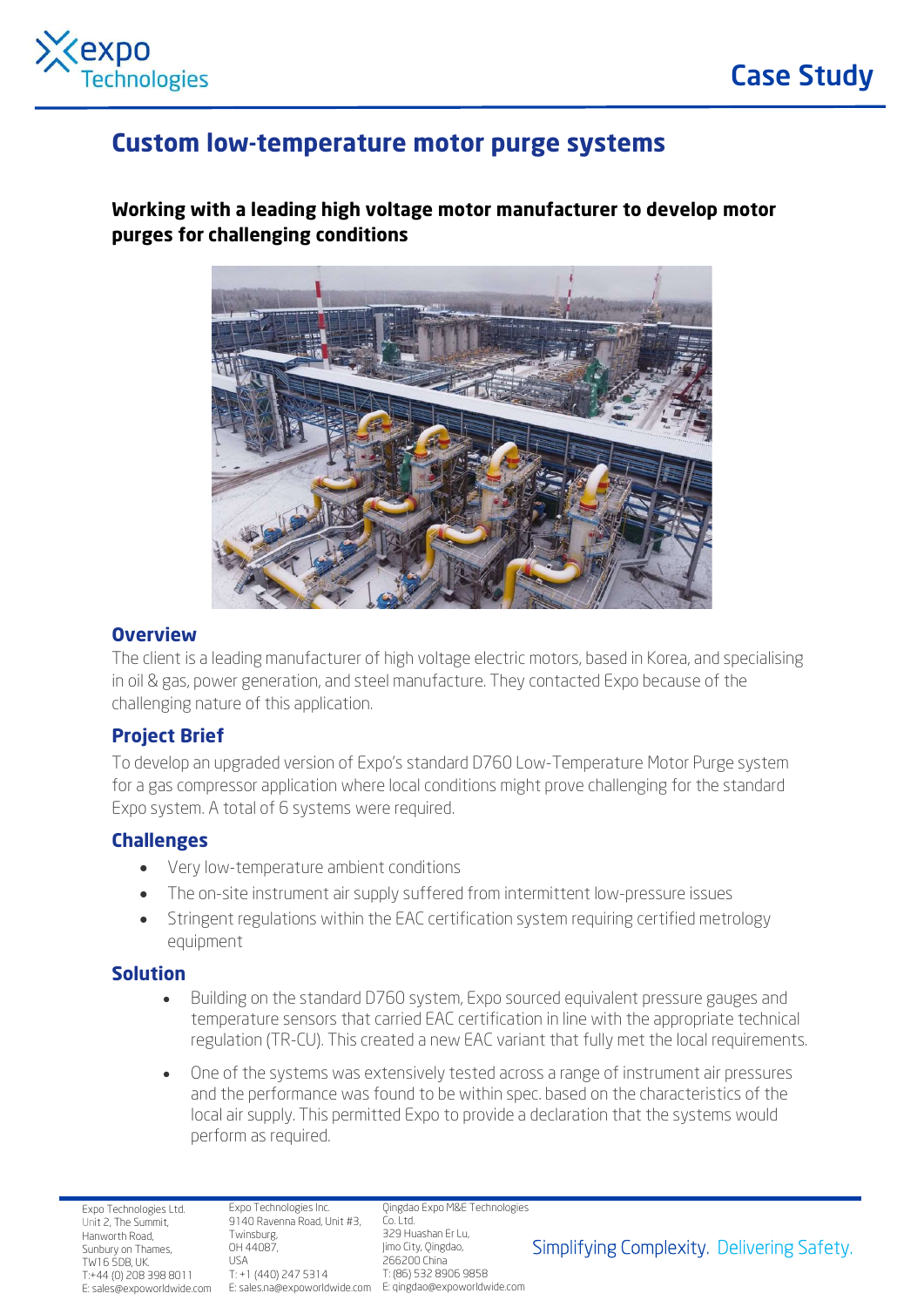# Custom low-temperature motor purge systems

**Working with a leading high voltage motor manufacturer to develop motor purges for challenging conditions**

## Overview

The client is a leading manufacturer of high voltage electric motors, based in Korea, and specialising in oil & gas, power generation, and steel manufacture. They contacted Expo because of the challenging nature of this application.

## Project Brief

To develop an upgraded version of Expo's standard D760 Low-Temperature Motor Purge system for a gas compressor application where local conditions might prove challenging for the standard Expo system. A total of 6 systems were required.

## Challenges

- Very low-temperature ambient conditions
- The on-site instrument air supply suffered from intermittent low-pressure issues
- Stringent regulations within the EAC certification system requiring certified metrology equipment

## Solution

- Building on the standard D760 system, Expo sourced equivalent pressure gauges and temperature sensors that carried EAC certification in line with the appropriate technical regulation (TR-CU). This created a new EAC variant that fully met the local requirements.

- One of the systems was extensively tested across a range of instrument air pressures and the performance was found to be within spec. based on the characteristics of the local air supply. This permitted Expo to provide a declaration that the systems would perform as required.

Expo Technologies Ltd.
Unit 2, The Summit,
Hanworth Road,
Sunbury on Thames,
TW16 5DB, UK.
T:+44 (0) 208 398 8011
E: sales@expoworldwide.com

Expo Technologies Inc.
9140 Ravenna Road, Unit #3,
Twinsburg,
OH 44087,
USA
T: +1 (440) 247 5314
E: sales.na@expoworldwide.com

Qingdao Expo M&E Technologies Co. Ltd.
329 Huashan Er Lu,
Jimo City, Qingdao,
266200 China
T: (86) 532 8906 9858
E: qingdao@expoworldwide.com

Simplifying Complexity. Delivering Safety.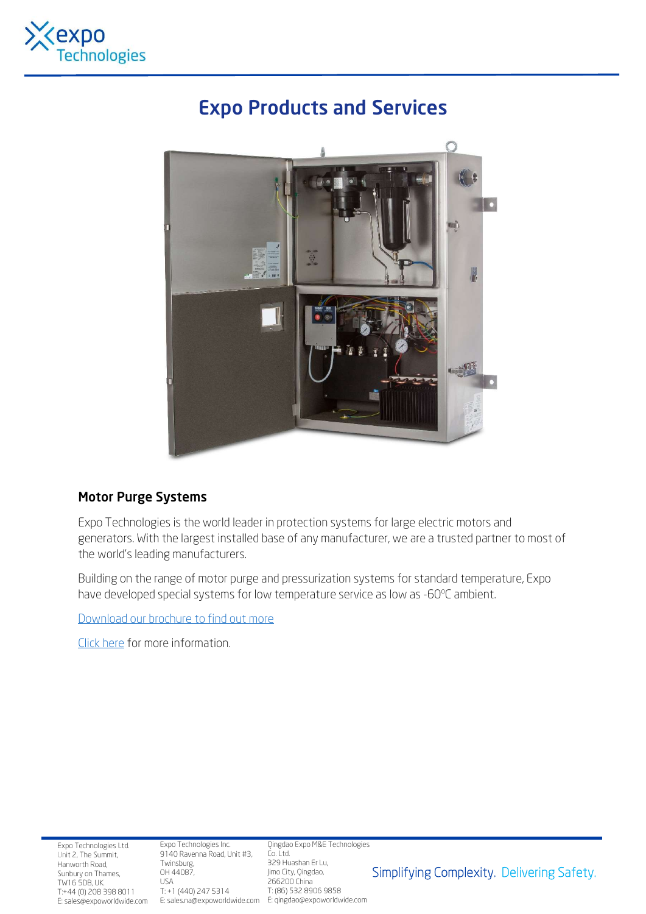# Expo Products and Services

## Motor Purge Systems

Expo Technologies is the world leader in protection systems for large electric motors and generators. With the largest installed base of any manufacturer, we are a trusted partner to most of the world's leading manufacturers.

Building on the range of motor purge and pressurization systems for standard temperature, Expo have developed special systems for low temperature service as low as -60°C ambient.

Download our brochure to find out more

Click here for more information.

Expo Technologies Ltd.
Unit 2, The Summit,
Hanworth Road,
Sunbury on Thames,
TW16 5DB, UK.
T:+44 (0) 208 398 8011
E: sales@expoworldwide.com

Expo Technologies Inc.
9140 Ravenna Road, Unit #3,
Twinsburg,
OH 44087,
USA
T: +1 (440) 247 5314
E: sales.na@expoworldwide.com

Qingdao Expo M&E Technologies Co. Ltd.
329 Huashan Er Lu,
Jimo City, Qingdao,
266200 China
T: (86) 532 8906 9858
E: qingdao@expoworldwide.com

Simplifying Complexity. Delivering Safety.